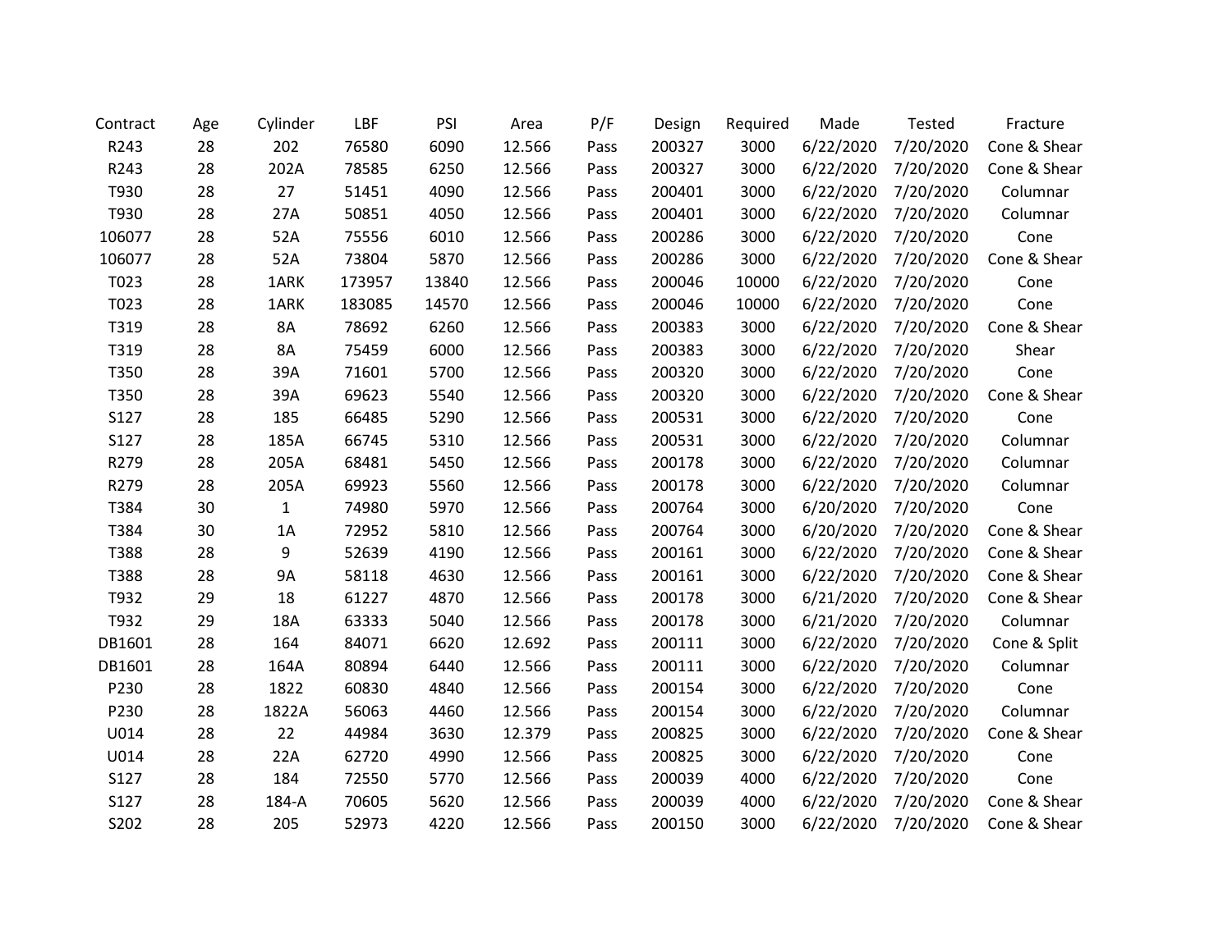| Contract | Age | Cylinder | LBF | PSI | Area | P/F | Design | Required | Made | Tested | Fracture |
|---|---|---|---|---|---|---|---|---|---|---|---|
| R243 | 28 | 202 | 76580 | 6090 | 12.566 | Pass | 200327 | 3000 | 6/22/2020 | 7/20/2020 | Cone & Shear |
| R243 | 28 | 202A | 78585 | 6250 | 12.566 | Pass | 200327 | 3000 | 6/22/2020 | 7/20/2020 | Cone & Shear |
| T930 | 28 | 27 | 51451 | 4090 | 12.566 | Pass | 200401 | 3000 | 6/22/2020 | 7/20/2020 | Columnar |
| T930 | 28 | 27A | 50851 | 4050 | 12.566 | Pass | 200401 | 3000 | 6/22/2020 | 7/20/2020 | Columnar |
| 106077 | 28 | 52A | 75556 | 6010 | 12.566 | Pass | 200286 | 3000 | 6/22/2020 | 7/20/2020 | Cone |
| 106077 | 28 | 52A | 73804 | 5870 | 12.566 | Pass | 200286 | 3000 | 6/22/2020 | 7/20/2020 | Cone & Shear |
| T023 | 28 | 1ARK | 173957 | 13840 | 12.566 | Pass | 200046 | 10000 | 6/22/2020 | 7/20/2020 | Cone |
| T023 | 28 | 1ARK | 183085 | 14570 | 12.566 | Pass | 200046 | 10000 | 6/22/2020 | 7/20/2020 | Cone |
| T319 | 28 | 8A | 78692 | 6260 | 12.566 | Pass | 200383 | 3000 | 6/22/2020 | 7/20/2020 | Cone & Shear |
| T319 | 28 | 8A | 75459 | 6000 | 12.566 | Pass | 200383 | 3000 | 6/22/2020 | 7/20/2020 | Shear |
| T350 | 28 | 39A | 71601 | 5700 | 12.566 | Pass | 200320 | 3000 | 6/22/2020 | 7/20/2020 | Cone |
| T350 | 28 | 39A | 69623 | 5540 | 12.566 | Pass | 200320 | 3000 | 6/22/2020 | 7/20/2020 | Cone & Shear |
| S127 | 28 | 185 | 66485 | 5290 | 12.566 | Pass | 200531 | 3000 | 6/22/2020 | 7/20/2020 | Cone |
| S127 | 28 | 185A | 66745 | 5310 | 12.566 | Pass | 200531 | 3000 | 6/22/2020 | 7/20/2020 | Columnar |
| R279 | 28 | 205A | 68481 | 5450 | 12.566 | Pass | 200178 | 3000 | 6/22/2020 | 7/20/2020 | Columnar |
| R279 | 28 | 205A | 69923 | 5560 | 12.566 | Pass | 200178 | 3000 | 6/22/2020 | 7/20/2020 | Columnar |
| T384 | 30 | 1 | 74980 | 5970 | 12.566 | Pass | 200764 | 3000 | 6/20/2020 | 7/20/2020 | Cone |
| T384 | 30 | 1A | 72952 | 5810 | 12.566 | Pass | 200764 | 3000 | 6/20/2020 | 7/20/2020 | Cone & Shear |
| T388 | 28 | 9 | 52639 | 4190 | 12.566 | Pass | 200161 | 3000 | 6/22/2020 | 7/20/2020 | Cone & Shear |
| T388 | 28 | 9A | 58118 | 4630 | 12.566 | Pass | 200161 | 3000 | 6/22/2020 | 7/20/2020 | Cone & Shear |
| T932 | 29 | 18 | 61227 | 4870 | 12.566 | Pass | 200178 | 3000 | 6/21/2020 | 7/20/2020 | Cone & Shear |
| T932 | 29 | 18A | 63333 | 5040 | 12.566 | Pass | 200178 | 3000 | 6/21/2020 | 7/20/2020 | Columnar |
| DB1601 | 28 | 164 | 84071 | 6620 | 12.692 | Pass | 200111 | 3000 | 6/22/2020 | 7/20/2020 | Cone & Split |
| DB1601 | 28 | 164A | 80894 | 6440 | 12.566 | Pass | 200111 | 3000 | 6/22/2020 | 7/20/2020 | Columnar |
| P230 | 28 | 1822 | 60830 | 4840 | 12.566 | Pass | 200154 | 3000 | 6/22/2020 | 7/20/2020 | Cone |
| P230 | 28 | 1822A | 56063 | 4460 | 12.566 | Pass | 200154 | 3000 | 6/22/2020 | 7/20/2020 | Columnar |
| U014 | 28 | 22 | 44984 | 3630 | 12.379 | Pass | 200825 | 3000 | 6/22/2020 | 7/20/2020 | Cone & Shear |
| U014 | 28 | 22A | 62720 | 4990 | 12.566 | Pass | 200825 | 3000 | 6/22/2020 | 7/20/2020 | Cone |
| S127 | 28 | 184 | 72550 | 5770 | 12.566 | Pass | 200039 | 4000 | 6/22/2020 | 7/20/2020 | Cone |
| S127 | 28 | 184-A | 70605 | 5620 | 12.566 | Pass | 200039 | 4000 | 6/22/2020 | 7/20/2020 | Cone & Shear |
| S202 | 28 | 205 | 52973 | 4220 | 12.566 | Pass | 200150 | 3000 | 6/22/2020 | 7/20/2020 | Cone & Shear |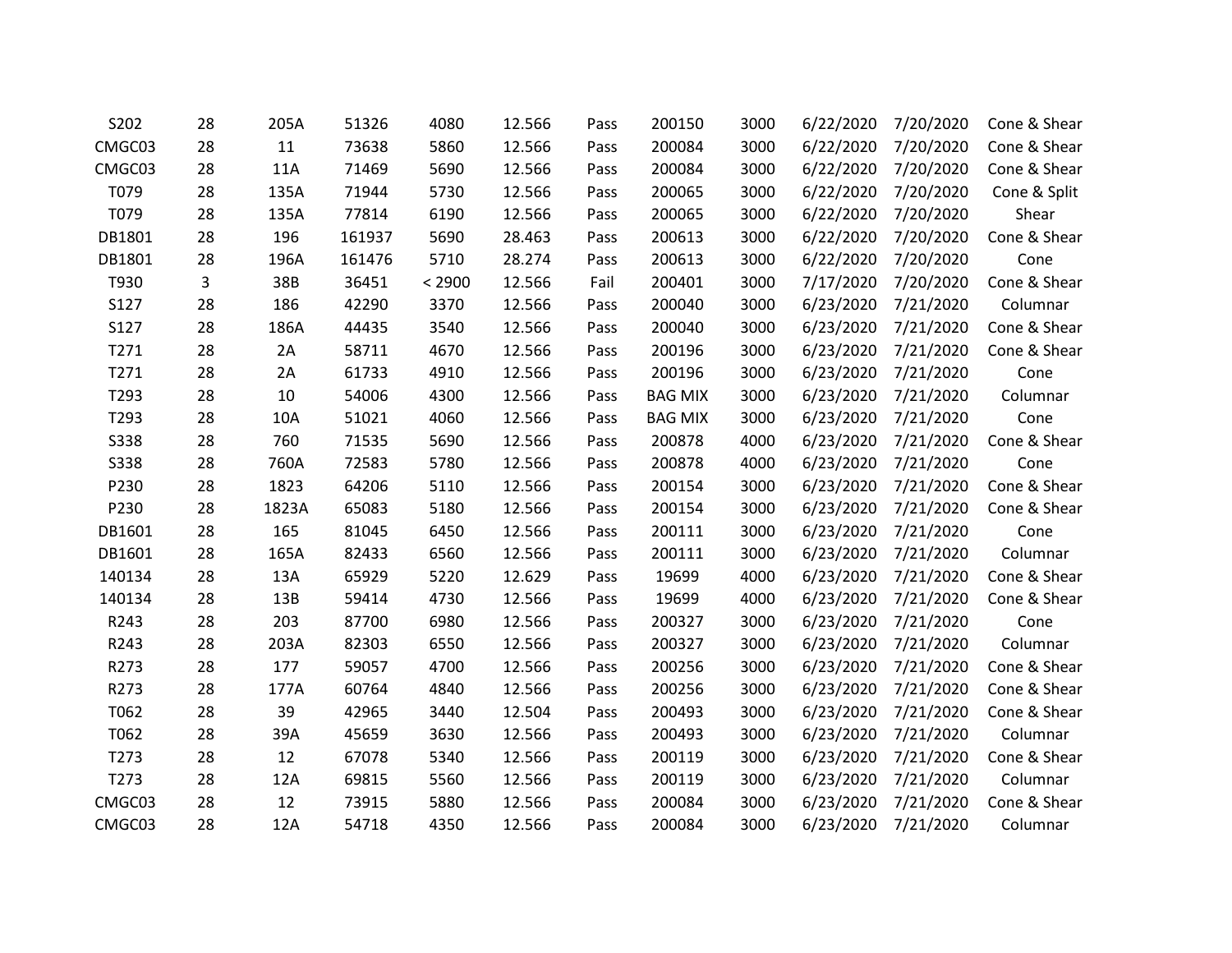| | | | | | | | | | | | |
|---|---|---|---|---|---|---|---|---|---|---|---|
| S202 | 28 | 205A | 51326 | 4080 | 12.566 | Pass | 200150 | 3000 | 6/22/2020 | 7/20/2020 | Cone & Shear |
| CMGC03 | 28 | 11 | 73638 | 5860 | 12.566 | Pass | 200084 | 3000 | 6/22/2020 | 7/20/2020 | Cone & Shear |
| CMGC03 | 28 | 11A | 71469 | 5690 | 12.566 | Pass | 200084 | 3000 | 6/22/2020 | 7/20/2020 | Cone & Shear |
| T079 | 28 | 135A | 71944 | 5730 | 12.566 | Pass | 200065 | 3000 | 6/22/2020 | 7/20/2020 | Cone & Split |
| T079 | 28 | 135A | 77814 | 6190 | 12.566 | Pass | 200065 | 3000 | 6/22/2020 | 7/20/2020 | Shear |
| DB1801 | 28 | 196 | 161937 | 5690 | 28.463 | Pass | 200613 | 3000 | 6/22/2020 | 7/20/2020 | Cone & Shear |
| DB1801 | 28 | 196A | 161476 | 5710 | 28.274 | Pass | 200613 | 3000 | 6/22/2020 | 7/20/2020 | Cone |
| T930 | 3 | 38B | 36451 | < 2900 | 12.566 | Fail | 200401 | 3000 | 7/17/2020 | 7/20/2020 | Cone & Shear |
| S127 | 28 | 186 | 42290 | 3370 | 12.566 | Pass | 200040 | 3000 | 6/23/2020 | 7/21/2020 | Columnar |
| S127 | 28 | 186A | 44435 | 3540 | 12.566 | Pass | 200040 | 3000 | 6/23/2020 | 7/21/2020 | Cone & Shear |
| T271 | 28 | 2A | 58711 | 4670 | 12.566 | Pass | 200196 | 3000 | 6/23/2020 | 7/21/2020 | Cone & Shear |
| T271 | 28 | 2A | 61733 | 4910 | 12.566 | Pass | 200196 | 3000 | 6/23/2020 | 7/21/2020 | Cone |
| T293 | 28 | 10 | 54006 | 4300 | 12.566 | Pass | BAG MIX | 3000 | 6/23/2020 | 7/21/2020 | Columnar |
| T293 | 28 | 10A | 51021 | 4060 | 12.566 | Pass | BAG MIX | 3000 | 6/23/2020 | 7/21/2020 | Cone |
| S338 | 28 | 760 | 71535 | 5690 | 12.566 | Pass | 200878 | 4000 | 6/23/2020 | 7/21/2020 | Cone & Shear |
| S338 | 28 | 760A | 72583 | 5780 | 12.566 | Pass | 200878 | 4000 | 6/23/2020 | 7/21/2020 | Cone |
| P230 | 28 | 1823 | 64206 | 5110 | 12.566 | Pass | 200154 | 3000 | 6/23/2020 | 7/21/2020 | Cone & Shear |
| P230 | 28 | 1823A | 65083 | 5180 | 12.566 | Pass | 200154 | 3000 | 6/23/2020 | 7/21/2020 | Cone & Shear |
| DB1601 | 28 | 165 | 81045 | 6450 | 12.566 | Pass | 200111 | 3000 | 6/23/2020 | 7/21/2020 | Cone |
| DB1601 | 28 | 165A | 82433 | 6560 | 12.566 | Pass | 200111 | 3000 | 6/23/2020 | 7/21/2020 | Columnar |
| 140134 | 28 | 13A | 65929 | 5220 | 12.629 | Pass | 19699 | 4000 | 6/23/2020 | 7/21/2020 | Cone & Shear |
| 140134 | 28 | 13B | 59414 | 4730 | 12.566 | Pass | 19699 | 4000 | 6/23/2020 | 7/21/2020 | Cone & Shear |
| R243 | 28 | 203 | 87700 | 6980 | 12.566 | Pass | 200327 | 3000 | 6/23/2020 | 7/21/2020 | Cone |
| R243 | 28 | 203A | 82303 | 6550 | 12.566 | Pass | 200327 | 3000 | 6/23/2020 | 7/21/2020 | Columnar |
| R273 | 28 | 177 | 59057 | 4700 | 12.566 | Pass | 200256 | 3000 | 6/23/2020 | 7/21/2020 | Cone & Shear |
| R273 | 28 | 177A | 60764 | 4840 | 12.566 | Pass | 200256 | 3000 | 6/23/2020 | 7/21/2020 | Cone & Shear |
| T062 | 28 | 39 | 42965 | 3440 | 12.504 | Pass | 200493 | 3000 | 6/23/2020 | 7/21/2020 | Cone & Shear |
| T062 | 28 | 39A | 45659 | 3630 | 12.566 | Pass | 200493 | 3000 | 6/23/2020 | 7/21/2020 | Columnar |
| T273 | 28 | 12 | 67078 | 5340 | 12.566 | Pass | 200119 | 3000 | 6/23/2020 | 7/21/2020 | Cone & Shear |
| T273 | 28 | 12A | 69815 | 5560 | 12.566 | Pass | 200119 | 3000 | 6/23/2020 | 7/21/2020 | Columnar |
| CMGC03 | 28 | 12 | 73915 | 5880 | 12.566 | Pass | 200084 | 3000 | 6/23/2020 | 7/21/2020 | Cone & Shear |
| CMGC03 | 28 | 12A | 54718 | 4350 | 12.566 | Pass | 200084 | 3000 | 6/23/2020 | 7/21/2020 | Columnar |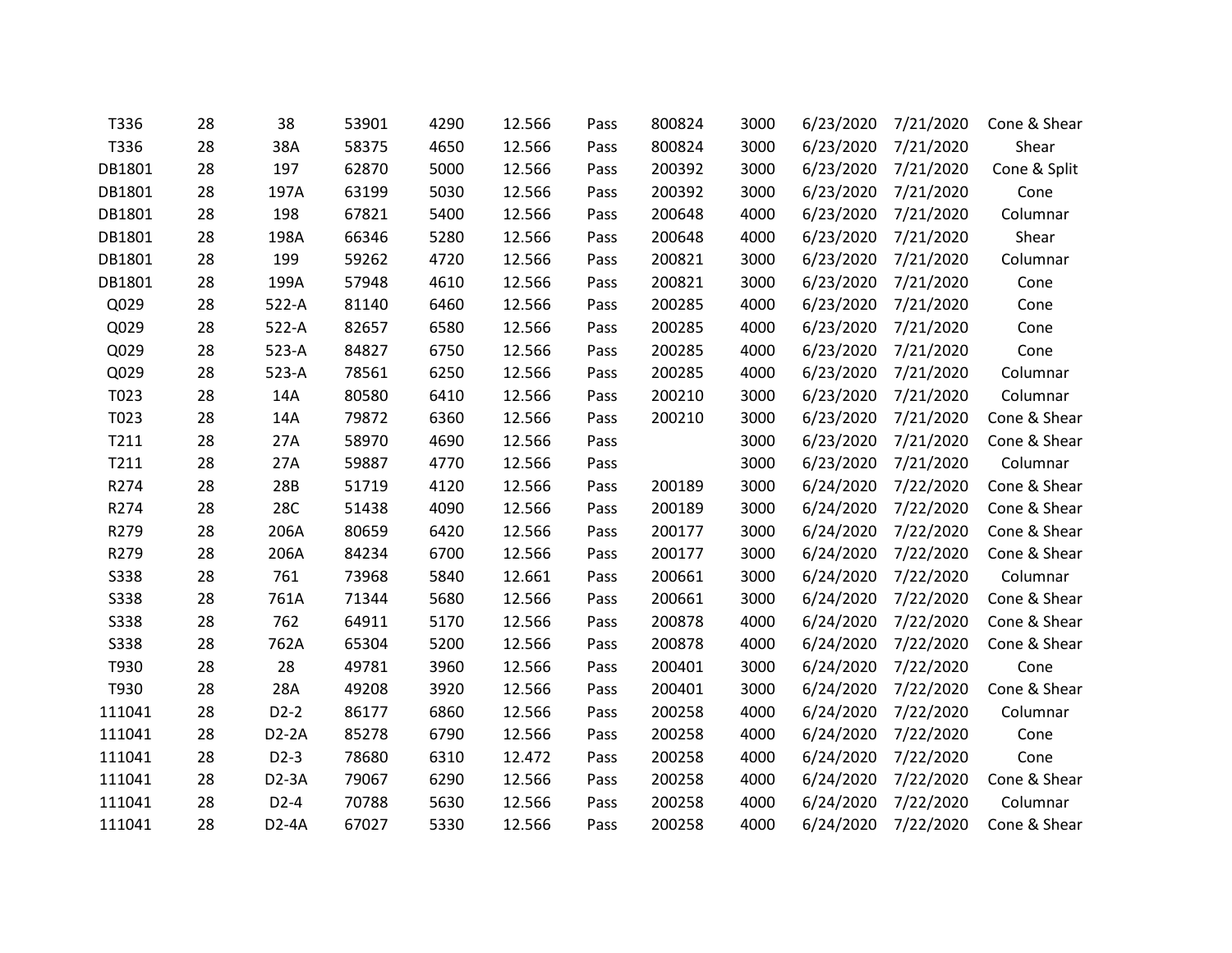| | | | | | | | | | | | |
|---|---|---|---|---|---|---|---|---|---|---|---|
| T336 | 28 | 38 | 53901 | 4290 | 12.566 | Pass | 800824 | 3000 | 6/23/2020 | 7/21/2020 | Cone & Shear |
| T336 | 28 | 38A | 58375 | 4650 | 12.566 | Pass | 800824 | 3000 | 6/23/2020 | 7/21/2020 | Shear |
| DB1801 | 28 | 197 | 62870 | 5000 | 12.566 | Pass | 200392 | 3000 | 6/23/2020 | 7/21/2020 | Cone & Split |
| DB1801 | 28 | 197A | 63199 | 5030 | 12.566 | Pass | 200392 | 3000 | 6/23/2020 | 7/21/2020 | Cone |
| DB1801 | 28 | 198 | 67821 | 5400 | 12.566 | Pass | 200648 | 4000 | 6/23/2020 | 7/21/2020 | Columnar |
| DB1801 | 28 | 198A | 66346 | 5280 | 12.566 | Pass | 200648 | 4000 | 6/23/2020 | 7/21/2020 | Shear |
| DB1801 | 28 | 199 | 59262 | 4720 | 12.566 | Pass | 200821 | 3000 | 6/23/2020 | 7/21/2020 | Columnar |
| DB1801 | 28 | 199A | 57948 | 4610 | 12.566 | Pass | 200821 | 3000 | 6/23/2020 | 7/21/2020 | Cone |
| Q029 | 28 | 522-A | 81140 | 6460 | 12.566 | Pass | 200285 | 4000 | 6/23/2020 | 7/21/2020 | Cone |
| Q029 | 28 | 522-A | 82657 | 6580 | 12.566 | Pass | 200285 | 4000 | 6/23/2020 | 7/21/2020 | Cone |
| Q029 | 28 | 523-A | 84827 | 6750 | 12.566 | Pass | 200285 | 4000 | 6/23/2020 | 7/21/2020 | Cone |
| Q029 | 28 | 523-A | 78561 | 6250 | 12.566 | Pass | 200285 | 4000 | 6/23/2020 | 7/21/2020 | Columnar |
| T023 | 28 | 14A | 80580 | 6410 | 12.566 | Pass | 200210 | 3000 | 6/23/2020 | 7/21/2020 | Columnar |
| T023 | 28 | 14A | 79872 | 6360 | 12.566 | Pass | 200210 | 3000 | 6/23/2020 | 7/21/2020 | Cone & Shear |
| T211 | 28 | 27A | 58970 | 4690 | 12.566 | Pass | | 3000 | 6/23/2020 | 7/21/2020 | Cone & Shear |
| T211 | 28 | 27A | 59887 | 4770 | 12.566 | Pass | | 3000 | 6/23/2020 | 7/21/2020 | Columnar |
| R274 | 28 | 28B | 51719 | 4120 | 12.566 | Pass | 200189 | 3000 | 6/24/2020 | 7/22/2020 | Cone & Shear |
| R274 | 28 | 28C | 51438 | 4090 | 12.566 | Pass | 200189 | 3000 | 6/24/2020 | 7/22/2020 | Cone & Shear |
| R279 | 28 | 206A | 80659 | 6420 | 12.566 | Pass | 200177 | 3000 | 6/24/2020 | 7/22/2020 | Cone & Shear |
| R279 | 28 | 206A | 84234 | 6700 | 12.566 | Pass | 200177 | 3000 | 6/24/2020 | 7/22/2020 | Cone & Shear |
| S338 | 28 | 761 | 73968 | 5840 | 12.661 | Pass | 200661 | 3000 | 6/24/2020 | 7/22/2020 | Columnar |
| S338 | 28 | 761A | 71344 | 5680 | 12.566 | Pass | 200661 | 3000 | 6/24/2020 | 7/22/2020 | Cone & Shear |
| S338 | 28 | 762 | 64911 | 5170 | 12.566 | Pass | 200878 | 4000 | 6/24/2020 | 7/22/2020 | Cone & Shear |
| S338 | 28 | 762A | 65304 | 5200 | 12.566 | Pass | 200878 | 4000 | 6/24/2020 | 7/22/2020 | Cone & Shear |
| T930 | 28 | 28 | 49781 | 3960 | 12.566 | Pass | 200401 | 3000 | 6/24/2020 | 7/22/2020 | Cone |
| T930 | 28 | 28A | 49208 | 3920 | 12.566 | Pass | 200401 | 3000 | 6/24/2020 | 7/22/2020 | Cone & Shear |
| 111041 | 28 | D2-2 | 86177 | 6860 | 12.566 | Pass | 200258 | 4000 | 6/24/2020 | 7/22/2020 | Columnar |
| 111041 | 28 | D2-2A | 85278 | 6790 | 12.566 | Pass | 200258 | 4000 | 6/24/2020 | 7/22/2020 | Cone |
| 111041 | 28 | D2-3 | 78680 | 6310 | 12.472 | Pass | 200258 | 4000 | 6/24/2020 | 7/22/2020 | Cone |
| 111041 | 28 | D2-3A | 79067 | 6290 | 12.566 | Pass | 200258 | 4000 | 6/24/2020 | 7/22/2020 | Cone & Shear |
| 111041 | 28 | D2-4 | 70788 | 5630 | 12.566 | Pass | 200258 | 4000 | 6/24/2020 | 7/22/2020 | Columnar |
| 111041 | 28 | D2-4A | 67027 | 5330 | 12.566 | Pass | 200258 | 4000 | 6/24/2020 | 7/22/2020 | Cone & Shear |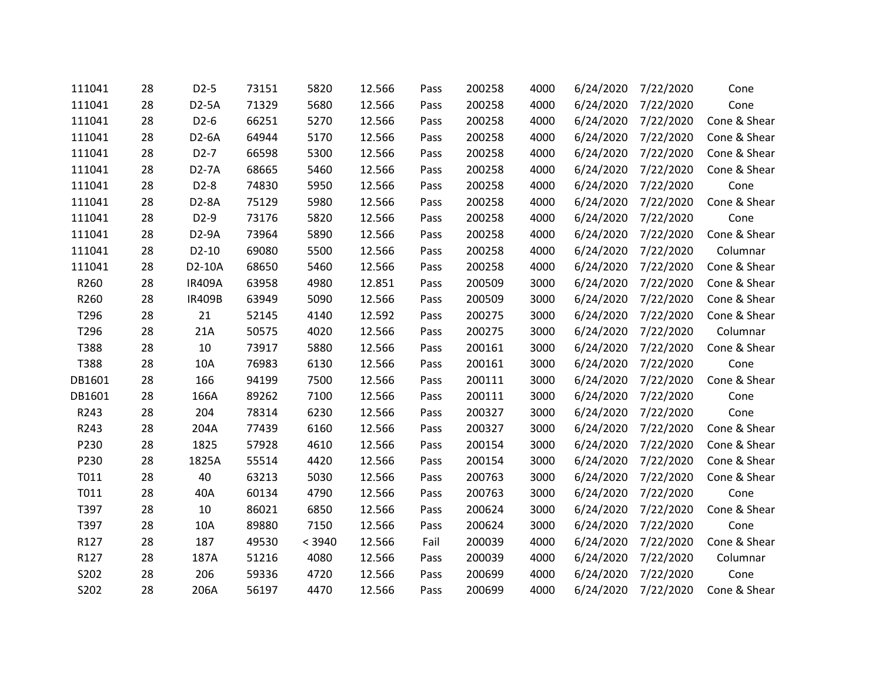| | | | | | | | | | | | |
|---|---|---|---|---|---|---|---|---|---|---|---|
| 111041 | 28 | D2-5 | 73151 | 5820 | 12.566 | Pass | 200258 | 4000 | 6/24/2020 | 7/22/2020 | Cone |
| 111041 | 28 | D2-5A | 71329 | 5680 | 12.566 | Pass | 200258 | 4000 | 6/24/2020 | 7/22/2020 | Cone |
| 111041 | 28 | D2-6 | 66251 | 5270 | 12.566 | Pass | 200258 | 4000 | 6/24/2020 | 7/22/2020 | Cone & Shear |
| 111041 | 28 | D2-6A | 64944 | 5170 | 12.566 | Pass | 200258 | 4000 | 6/24/2020 | 7/22/2020 | Cone & Shear |
| 111041 | 28 | D2-7 | 66598 | 5300 | 12.566 | Pass | 200258 | 4000 | 6/24/2020 | 7/22/2020 | Cone & Shear |
| 111041 | 28 | D2-7A | 68665 | 5460 | 12.566 | Pass | 200258 | 4000 | 6/24/2020 | 7/22/2020 | Cone & Shear |
| 111041 | 28 | D2-8 | 74830 | 5950 | 12.566 | Pass | 200258 | 4000 | 6/24/2020 | 7/22/2020 | Cone |
| 111041 | 28 | D2-8A | 75129 | 5980 | 12.566 | Pass | 200258 | 4000 | 6/24/2020 | 7/22/2020 | Cone & Shear |
| 111041 | 28 | D2-9 | 73176 | 5820 | 12.566 | Pass | 200258 | 4000 | 6/24/2020 | 7/22/2020 | Cone |
| 111041 | 28 | D2-9A | 73964 | 5890 | 12.566 | Pass | 200258 | 4000 | 6/24/2020 | 7/22/2020 | Cone & Shear |
| 111041 | 28 | D2-10 | 69080 | 5500 | 12.566 | Pass | 200258 | 4000 | 6/24/2020 | 7/22/2020 | Columnar |
| 111041 | 28 | D2-10A | 68650 | 5460 | 12.566 | Pass | 200258 | 4000 | 6/24/2020 | 7/22/2020 | Cone & Shear |
| R260 | 28 | IR409A | 63958 | 4980 | 12.851 | Pass | 200509 | 3000 | 6/24/2020 | 7/22/2020 | Cone & Shear |
| R260 | 28 | IR409B | 63949 | 5090 | 12.566 | Pass | 200509 | 3000 | 6/24/2020 | 7/22/2020 | Cone & Shear |
| T296 | 28 | 21 | 52145 | 4140 | 12.592 | Pass | 200275 | 3000 | 6/24/2020 | 7/22/2020 | Cone & Shear |
| T296 | 28 | 21A | 50575 | 4020 | 12.566 | Pass | 200275 | 3000 | 6/24/2020 | 7/22/2020 | Columnar |
| T388 | 28 | 10 | 73917 | 5880 | 12.566 | Pass | 200161 | 3000 | 6/24/2020 | 7/22/2020 | Cone & Shear |
| T388 | 28 | 10A | 76983 | 6130 | 12.566 | Pass | 200161 | 3000 | 6/24/2020 | 7/22/2020 | Cone |
| DB1601 | 28 | 166 | 94199 | 7500 | 12.566 | Pass | 200111 | 3000 | 6/24/2020 | 7/22/2020 | Cone & Shear |
| DB1601 | 28 | 166A | 89262 | 7100 | 12.566 | Pass | 200111 | 3000 | 6/24/2020 | 7/22/2020 | Cone |
| R243 | 28 | 204 | 78314 | 6230 | 12.566 | Pass | 200327 | 3000 | 6/24/2020 | 7/22/2020 | Cone |
| R243 | 28 | 204A | 77439 | 6160 | 12.566 | Pass | 200327 | 3000 | 6/24/2020 | 7/22/2020 | Cone & Shear |
| P230 | 28 | 1825 | 57928 | 4610 | 12.566 | Pass | 200154 | 3000 | 6/24/2020 | 7/22/2020 | Cone & Shear |
| P230 | 28 | 1825A | 55514 | 4420 | 12.566 | Pass | 200154 | 3000 | 6/24/2020 | 7/22/2020 | Cone & Shear |
| T011 | 28 | 40 | 63213 | 5030 | 12.566 | Pass | 200763 | 3000 | 6/24/2020 | 7/22/2020 | Cone & Shear |
| T011 | 28 | 40A | 60134 | 4790 | 12.566 | Pass | 200763 | 3000 | 6/24/2020 | 7/22/2020 | Cone |
| T397 | 28 | 10 | 86021 | 6850 | 12.566 | Pass | 200624 | 3000 | 6/24/2020 | 7/22/2020 | Cone & Shear |
| T397 | 28 | 10A | 89880 | 7150 | 12.566 | Pass | 200624 | 3000 | 6/24/2020 | 7/22/2020 | Cone |
| R127 | 28 | 187 | 49530 | < 3940 | 12.566 | Fail | 200039 | 4000 | 6/24/2020 | 7/22/2020 | Cone & Shear |
| R127 | 28 | 187A | 51216 | 4080 | 12.566 | Pass | 200039 | 4000 | 6/24/2020 | 7/22/2020 | Columnar |
| S202 | 28 | 206 | 59336 | 4720 | 12.566 | Pass | 200699 | 4000 | 6/24/2020 | 7/22/2020 | Cone |
| S202 | 28 | 206A | 56197 | 4470 | 12.566 | Pass | 200699 | 4000 | 6/24/2020 | 7/22/2020 | Cone & Shear |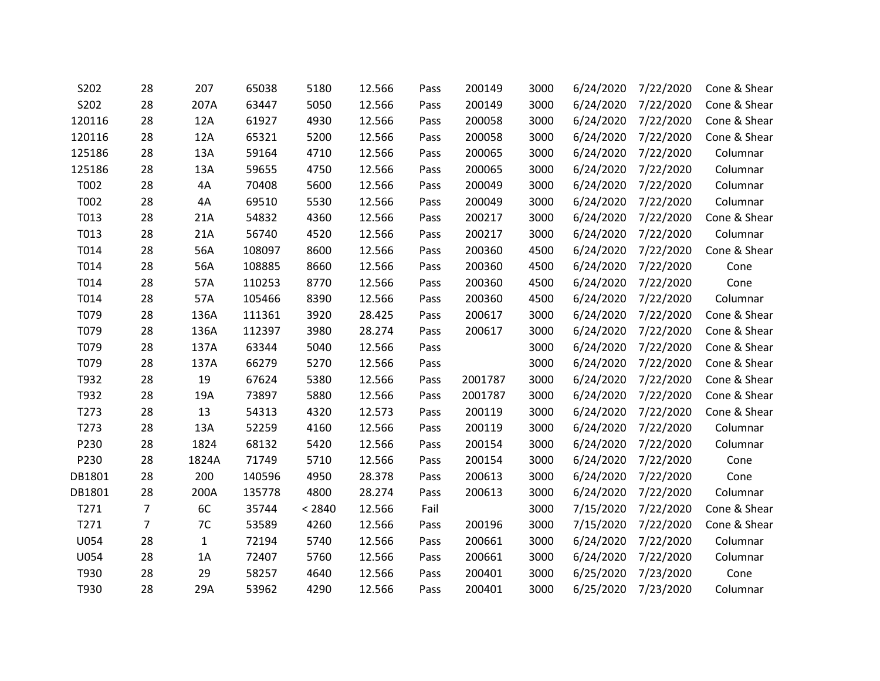| | | | | | | | | | | | |
|---|---|---|---|---|---|---|---|---|---|---|---|
| S202 | 28 | 207 | 65038 | 5180 | 12.566 | Pass | 200149 | 3000 | 6/24/2020 | 7/22/2020 | Cone & Shear |
| S202 | 28 | 207A | 63447 | 5050 | 12.566 | Pass | 200149 | 3000 | 6/24/2020 | 7/22/2020 | Cone & Shear |
| 120116 | 28 | 12A | 61927 | 4930 | 12.566 | Pass | 200058 | 3000 | 6/24/2020 | 7/22/2020 | Cone & Shear |
| 120116 | 28 | 12A | 65321 | 5200 | 12.566 | Pass | 200058 | 3000 | 6/24/2020 | 7/22/2020 | Cone & Shear |
| 125186 | 28 | 13A | 59164 | 4710 | 12.566 | Pass | 200065 | 3000 | 6/24/2020 | 7/22/2020 | Columnar |
| 125186 | 28 | 13A | 59655 | 4750 | 12.566 | Pass | 200065 | 3000 | 6/24/2020 | 7/22/2020 | Columnar |
| T002 | 28 | 4A | 70408 | 5600 | 12.566 | Pass | 200049 | 3000 | 6/24/2020 | 7/22/2020 | Columnar |
| T002 | 28 | 4A | 69510 | 5530 | 12.566 | Pass | 200049 | 3000 | 6/24/2020 | 7/22/2020 | Columnar |
| T013 | 28 | 21A | 54832 | 4360 | 12.566 | Pass | 200217 | 3000 | 6/24/2020 | 7/22/2020 | Cone & Shear |
| T013 | 28 | 21A | 56740 | 4520 | 12.566 | Pass | 200217 | 3000 | 6/24/2020 | 7/22/2020 | Columnar |
| T014 | 28 | 56A | 108097 | 8600 | 12.566 | Pass | 200360 | 4500 | 6/24/2020 | 7/22/2020 | Cone & Shear |
| T014 | 28 | 56A | 108885 | 8660 | 12.566 | Pass | 200360 | 4500 | 6/24/2020 | 7/22/2020 | Cone |
| T014 | 28 | 57A | 110253 | 8770 | 12.566 | Pass | 200360 | 4500 | 6/24/2020 | 7/22/2020 | Cone |
| T014 | 28 | 57A | 105466 | 8390 | 12.566 | Pass | 200360 | 4500 | 6/24/2020 | 7/22/2020 | Columnar |
| T079 | 28 | 136A | 111361 | 3920 | 28.425 | Pass | 200617 | 3000 | 6/24/2020 | 7/22/2020 | Cone & Shear |
| T079 | 28 | 136A | 112397 | 3980 | 28.274 | Pass | 200617 | 3000 | 6/24/2020 | 7/22/2020 | Cone & Shear |
| T079 | 28 | 137A | 63344 | 5040 | 12.566 | Pass | | 3000 | 6/24/2020 | 7/22/2020 | Cone & Shear |
| T079 | 28 | 137A | 66279 | 5270 | 12.566 | Pass | | 3000 | 6/24/2020 | 7/22/2020 | Cone & Shear |
| T932 | 28 | 19 | 67624 | 5380 | 12.566 | Pass | 2001787 | 3000 | 6/24/2020 | 7/22/2020 | Cone & Shear |
| T932 | 28 | 19A | 73897 | 5880 | 12.566 | Pass | 2001787 | 3000 | 6/24/2020 | 7/22/2020 | Cone & Shear |
| T273 | 28 | 13 | 54313 | 4320 | 12.573 | Pass | 200119 | 3000 | 6/24/2020 | 7/22/2020 | Cone & Shear |
| T273 | 28 | 13A | 52259 | 4160 | 12.566 | Pass | 200119 | 3000 | 6/24/2020 | 7/22/2020 | Columnar |
| P230 | 28 | 1824 | 68132 | 5420 | 12.566 | Pass | 200154 | 3000 | 6/24/2020 | 7/22/2020 | Columnar |
| P230 | 28 | 1824A | 71749 | 5710 | 12.566 | Pass | 200154 | 3000 | 6/24/2020 | 7/22/2020 | Cone |
| DB1801 | 28 | 200 | 140596 | 4950 | 28.378 | Pass | 200613 | 3000 | 6/24/2020 | 7/22/2020 | Cone |
| DB1801 | 28 | 200A | 135778 | 4800 | 28.274 | Pass | 200613 | 3000 | 6/24/2020 | 7/22/2020 | Columnar |
| T271 | 7 | 6C | 35744 | < 2840 | 12.566 | Fail | | 3000 | 7/15/2020 | 7/22/2020 | Cone & Shear |
| T271 | 7 | 7C | 53589 | 4260 | 12.566 | Pass | 200196 | 3000 | 7/15/2020 | 7/22/2020 | Cone & Shear |
| U054 | 28 | 1 | 72194 | 5740 | 12.566 | Pass | 200661 | 3000 | 6/24/2020 | 7/22/2020 | Columnar |
| U054 | 28 | 1A | 72407 | 5760 | 12.566 | Pass | 200661 | 3000 | 6/24/2020 | 7/22/2020 | Columnar |
| T930 | 28 | 29 | 58257 | 4640 | 12.566 | Pass | 200401 | 3000 | 6/25/2020 | 7/23/2020 | Cone |
| T930 | 28 | 29A | 53962 | 4290 | 12.566 | Pass | 200401 | 3000 | 6/25/2020 | 7/23/2020 | Columnar |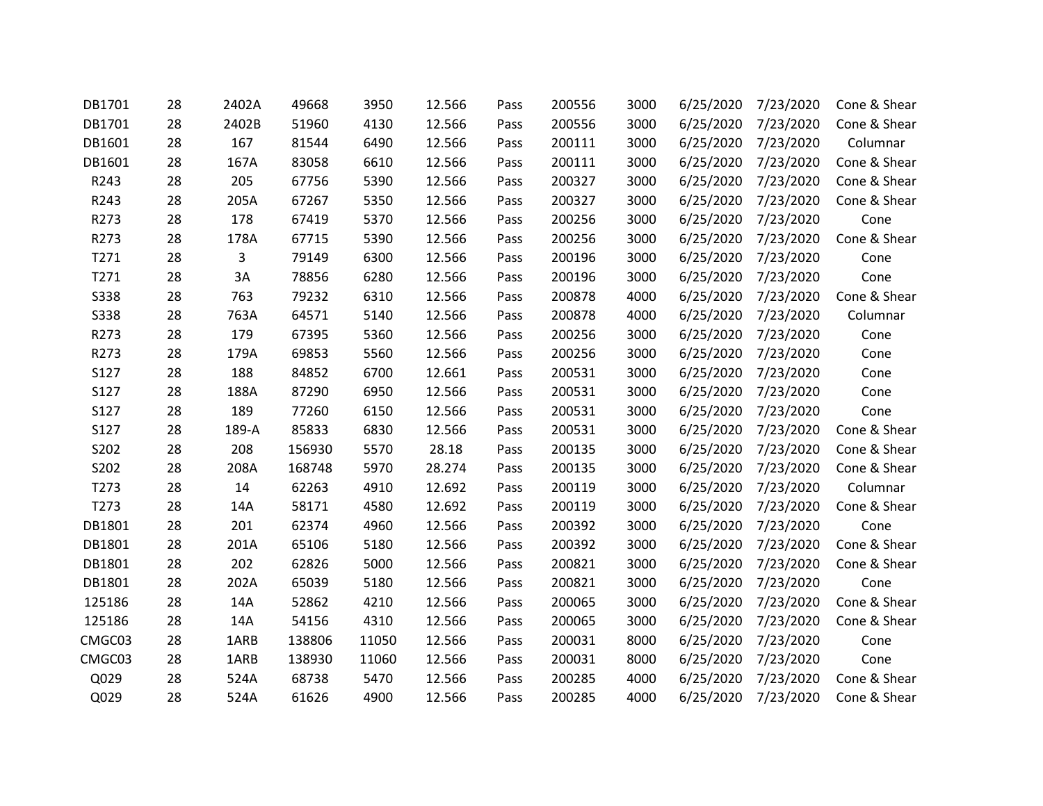| | | | | | | | | | | | |
|---|---|---|---|---|---|---|---|---|---|---|---|
| DB1701 | 28 | 2402A | 49668 | 3950 | 12.566 | Pass | 200556 | 3000 | 6/25/2020 | 7/23/2020 | Cone & Shear |
| DB1701 | 28 | 2402B | 51960 | 4130 | 12.566 | Pass | 200556 | 3000 | 6/25/2020 | 7/23/2020 | Cone & Shear |
| DB1601 | 28 | 167 | 81544 | 6490 | 12.566 | Pass | 200111 | 3000 | 6/25/2020 | 7/23/2020 | Columnar |
| DB1601 | 28 | 167A | 83058 | 6610 | 12.566 | Pass | 200111 | 3000 | 6/25/2020 | 7/23/2020 | Cone & Shear |
| R243 | 28 | 205 | 67756 | 5390 | 12.566 | Pass | 200327 | 3000 | 6/25/2020 | 7/23/2020 | Cone & Shear |
| R243 | 28 | 205A | 67267 | 5350 | 12.566 | Pass | 200327 | 3000 | 6/25/2020 | 7/23/2020 | Cone & Shear |
| R273 | 28 | 178 | 67419 | 5370 | 12.566 | Pass | 200256 | 3000 | 6/25/2020 | 7/23/2020 | Cone |
| R273 | 28 | 178A | 67715 | 5390 | 12.566 | Pass | 200256 | 3000 | 6/25/2020 | 7/23/2020 | Cone & Shear |
| T271 | 28 | 3 | 79149 | 6300 | 12.566 | Pass | 200196 | 3000 | 6/25/2020 | 7/23/2020 | Cone |
| T271 | 28 | 3A | 78856 | 6280 | 12.566 | Pass | 200196 | 3000 | 6/25/2020 | 7/23/2020 | Cone |
| S338 | 28 | 763 | 79232 | 6310 | 12.566 | Pass | 200878 | 4000 | 6/25/2020 | 7/23/2020 | Cone & Shear |
| S338 | 28 | 763A | 64571 | 5140 | 12.566 | Pass | 200878 | 4000 | 6/25/2020 | 7/23/2020 | Columnar |
| R273 | 28 | 179 | 67395 | 5360 | 12.566 | Pass | 200256 | 3000 | 6/25/2020 | 7/23/2020 | Cone |
| R273 | 28 | 179A | 69853 | 5560 | 12.566 | Pass | 200256 | 3000 | 6/25/2020 | 7/23/2020 | Cone |
| S127 | 28 | 188 | 84852 | 6700 | 12.661 | Pass | 200531 | 3000 | 6/25/2020 | 7/23/2020 | Cone |
| S127 | 28 | 188A | 87290 | 6950 | 12.566 | Pass | 200531 | 3000 | 6/25/2020 | 7/23/2020 | Cone |
| S127 | 28 | 189 | 77260 | 6150 | 12.566 | Pass | 200531 | 3000 | 6/25/2020 | 7/23/2020 | Cone |
| S127 | 28 | 189-A | 85833 | 6830 | 12.566 | Pass | 200531 | 3000 | 6/25/2020 | 7/23/2020 | Cone & Shear |
| S202 | 28 | 208 | 156930 | 5570 | 28.18 | Pass | 200135 | 3000 | 6/25/2020 | 7/23/2020 | Cone & Shear |
| S202 | 28 | 208A | 168748 | 5970 | 28.274 | Pass | 200135 | 3000 | 6/25/2020 | 7/23/2020 | Cone & Shear |
| T273 | 28 | 14 | 62263 | 4910 | 12.692 | Pass | 200119 | 3000 | 6/25/2020 | 7/23/2020 | Columnar |
| T273 | 28 | 14A | 58171 | 4580 | 12.692 | Pass | 200119 | 3000 | 6/25/2020 | 7/23/2020 | Cone & Shear |
| DB1801 | 28 | 201 | 62374 | 4960 | 12.566 | Pass | 200392 | 3000 | 6/25/2020 | 7/23/2020 | Cone |
| DB1801 | 28 | 201A | 65106 | 5180 | 12.566 | Pass | 200392 | 3000 | 6/25/2020 | 7/23/2020 | Cone & Shear |
| DB1801 | 28 | 202 | 62826 | 5000 | 12.566 | Pass | 200821 | 3000 | 6/25/2020 | 7/23/2020 | Cone & Shear |
| DB1801 | 28 | 202A | 65039 | 5180 | 12.566 | Pass | 200821 | 3000 | 6/25/2020 | 7/23/2020 | Cone |
| 125186 | 28 | 14A | 52862 | 4210 | 12.566 | Pass | 200065 | 3000 | 6/25/2020 | 7/23/2020 | Cone & Shear |
| 125186 | 28 | 14A | 54156 | 4310 | 12.566 | Pass | 200065 | 3000 | 6/25/2020 | 7/23/2020 | Cone & Shear |
| CMGC03 | 28 | 1ARB | 138806 | 11050 | 12.566 | Pass | 200031 | 8000 | 6/25/2020 | 7/23/2020 | Cone |
| CMGC03 | 28 | 1ARB | 138930 | 11060 | 12.566 | Pass | 200031 | 8000 | 6/25/2020 | 7/23/2020 | Cone |
| Q029 | 28 | 524A | 68738 | 5470 | 12.566 | Pass | 200285 | 4000 | 6/25/2020 | 7/23/2020 | Cone & Shear |
| Q029 | 28 | 524A | 61626 | 4900 | 12.566 | Pass | 200285 | 4000 | 6/25/2020 | 7/23/2020 | Cone & Shear |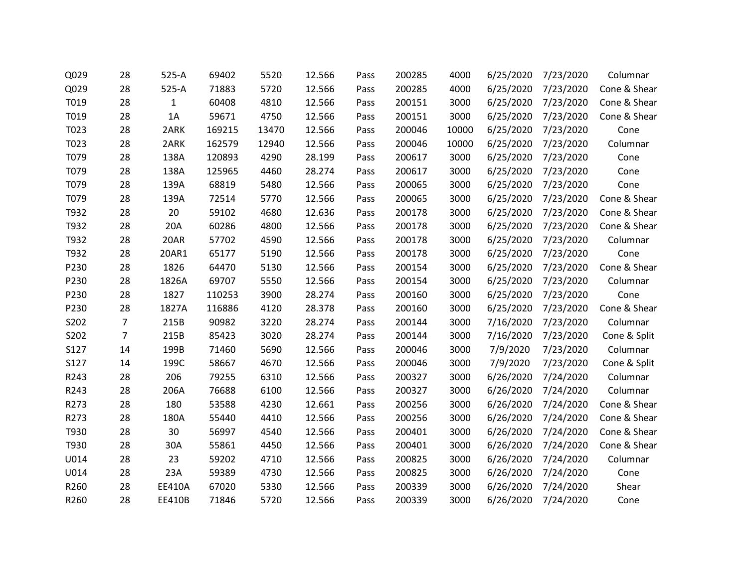| | | | | | | | | | | | |
|---|---|---|---|---|---|---|---|---|---|---|---|
| Q029 | 28 | 525-A | 69402 | 5520 | 12.566 | Pass | 200285 | 4000 | 6/25/2020 | 7/23/2020 | Columnar |
| Q029 | 28 | 525-A | 71883 | 5720 | 12.566 | Pass | 200285 | 4000 | 6/25/2020 | 7/23/2020 | Cone & Shear |
| T019 | 28 | 1 | 60408 | 4810 | 12.566 | Pass | 200151 | 3000 | 6/25/2020 | 7/23/2020 | Cone & Shear |
| T019 | 28 | 1A | 59671 | 4750 | 12.566 | Pass | 200151 | 3000 | 6/25/2020 | 7/23/2020 | Cone & Shear |
| T023 | 28 | 2ARK | 169215 | 13470 | 12.566 | Pass | 200046 | 10000 | 6/25/2020 | 7/23/2020 | Cone |
| T023 | 28 | 2ARK | 162579 | 12940 | 12.566 | Pass | 200046 | 10000 | 6/25/2020 | 7/23/2020 | Columnar |
| T079 | 28 | 138A | 120893 | 4290 | 28.199 | Pass | 200617 | 3000 | 6/25/2020 | 7/23/2020 | Cone |
| T079 | 28 | 138A | 125965 | 4460 | 28.274 | Pass | 200617 | 3000 | 6/25/2020 | 7/23/2020 | Cone |
| T079 | 28 | 139A | 68819 | 5480 | 12.566 | Pass | 200065 | 3000 | 6/25/2020 | 7/23/2020 | Cone |
| T079 | 28 | 139A | 72514 | 5770 | 12.566 | Pass | 200065 | 3000 | 6/25/2020 | 7/23/2020 | Cone & Shear |
| T932 | 28 | 20 | 59102 | 4680 | 12.636 | Pass | 200178 | 3000 | 6/25/2020 | 7/23/2020 | Cone & Shear |
| T932 | 28 | 20A | 60286 | 4800 | 12.566 | Pass | 200178 | 3000 | 6/25/2020 | 7/23/2020 | Cone & Shear |
| T932 | 28 | 20AR | 57702 | 4590 | 12.566 | Pass | 200178 | 3000 | 6/25/2020 | 7/23/2020 | Columnar |
| T932 | 28 | 20AR1 | 65177 | 5190 | 12.566 | Pass | 200178 | 3000 | 6/25/2020 | 7/23/2020 | Cone |
| P230 | 28 | 1826 | 64470 | 5130 | 12.566 | Pass | 200154 | 3000 | 6/25/2020 | 7/23/2020 | Cone & Shear |
| P230 | 28 | 1826A | 69707 | 5550 | 12.566 | Pass | 200154 | 3000 | 6/25/2020 | 7/23/2020 | Columnar |
| P230 | 28 | 1827 | 110253 | 3900 | 28.274 | Pass | 200160 | 3000 | 6/25/2020 | 7/23/2020 | Cone |
| P230 | 28 | 1827A | 116886 | 4120 | 28.378 | Pass | 200160 | 3000 | 6/25/2020 | 7/23/2020 | Cone & Shear |
| S202 | 7 | 215B | 90982 | 3220 | 28.274 | Pass | 200144 | 3000 | 7/16/2020 | 7/23/2020 | Columnar |
| S202 | 7 | 215B | 85423 | 3020 | 28.274 | Pass | 200144 | 3000 | 7/16/2020 | 7/23/2020 | Cone & Split |
| S127 | 14 | 199B | 71460 | 5690 | 12.566 | Pass | 200046 | 3000 | 7/9/2020 | 7/23/2020 | Columnar |
| S127 | 14 | 199C | 58667 | 4670 | 12.566 | Pass | 200046 | 3000 | 7/9/2020 | 7/23/2020 | Cone & Split |
| R243 | 28 | 206 | 79255 | 6310 | 12.566 | Pass | 200327 | 3000 | 6/26/2020 | 7/24/2020 | Columnar |
| R243 | 28 | 206A | 76688 | 6100 | 12.566 | Pass | 200327 | 3000 | 6/26/2020 | 7/24/2020 | Columnar |
| R273 | 28 | 180 | 53588 | 4230 | 12.661 | Pass | 200256 | 3000 | 6/26/2020 | 7/24/2020 | Cone & Shear |
| R273 | 28 | 180A | 55440 | 4410 | 12.566 | Pass | 200256 | 3000 | 6/26/2020 | 7/24/2020 | Cone & Shear |
| T930 | 28 | 30 | 56997 | 4540 | 12.566 | Pass | 200401 | 3000 | 6/26/2020 | 7/24/2020 | Cone & Shear |
| T930 | 28 | 30A | 55861 | 4450 | 12.566 | Pass | 200401 | 3000 | 6/26/2020 | 7/24/2020 | Cone & Shear |
| U014 | 28 | 23 | 59202 | 4710 | 12.566 | Pass | 200825 | 3000 | 6/26/2020 | 7/24/2020 | Columnar |
| U014 | 28 | 23A | 59389 | 4730 | 12.566 | Pass | 200825 | 3000 | 6/26/2020 | 7/24/2020 | Cone |
| R260 | 28 | EE410A | 67020 | 5330 | 12.566 | Pass | 200339 | 3000 | 6/26/2020 | 7/24/2020 | Shear |
| R260 | 28 | EE410B | 71846 | 5720 | 12.566 | Pass | 200339 | 3000 | 6/26/2020 | 7/24/2020 | Cone |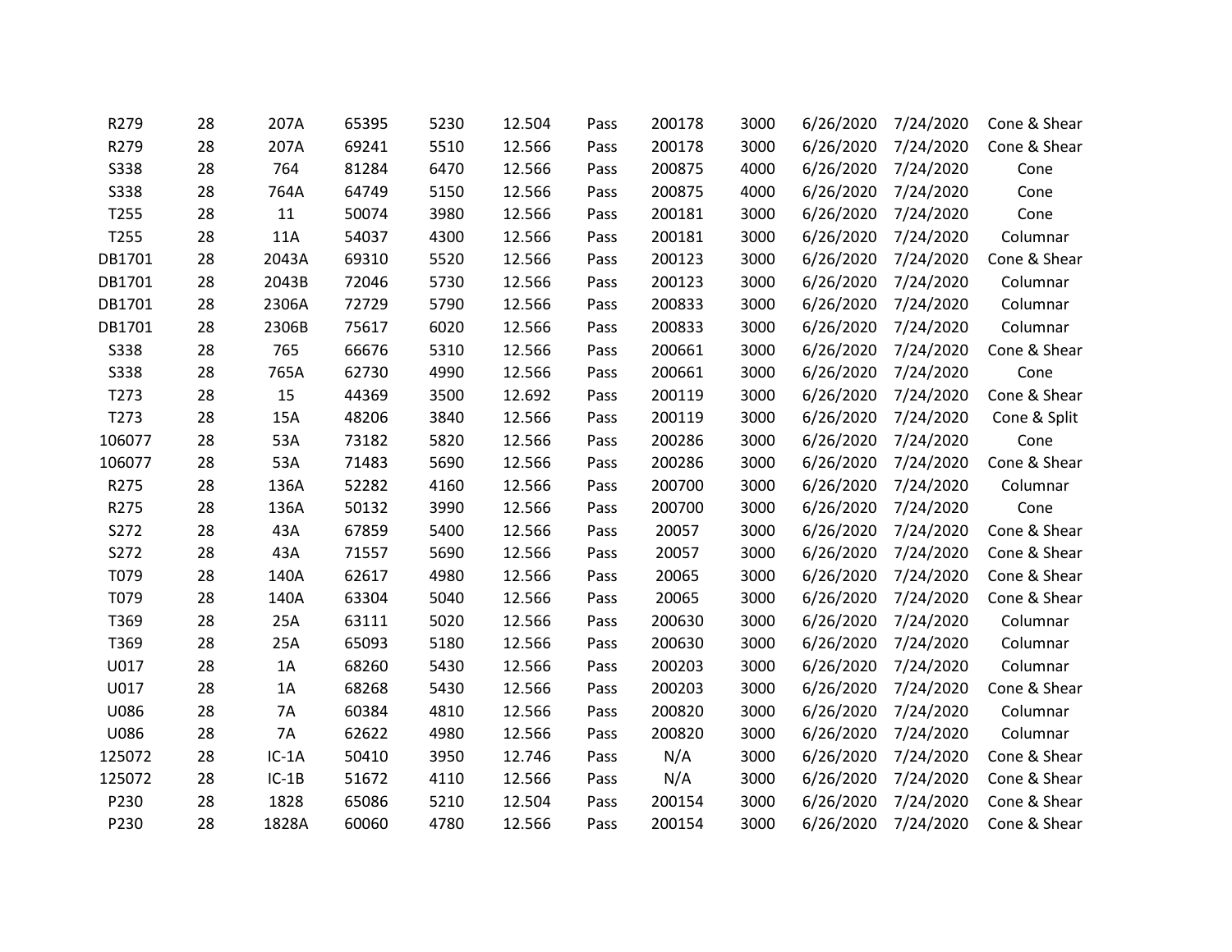| | | | | | | | | | | | |
|---|---|---|---|---|---|---|---|---|---|---|---|
| R279 | 28 | 207A | 65395 | 5230 | 12.504 | Pass | 200178 | 3000 | 6/26/2020 | 7/24/2020 | Cone & Shear |
| R279 | 28 | 207A | 69241 | 5510 | 12.566 | Pass | 200178 | 3000 | 6/26/2020 | 7/24/2020 | Cone & Shear |
| S338 | 28 | 764 | 81284 | 6470 | 12.566 | Pass | 200875 | 4000 | 6/26/2020 | 7/24/2020 | Cone |
| S338 | 28 | 764A | 64749 | 5150 | 12.566 | Pass | 200875 | 4000 | 6/26/2020 | 7/24/2020 | Cone |
| T255 | 28 | 11 | 50074 | 3980 | 12.566 | Pass | 200181 | 3000 | 6/26/2020 | 7/24/2020 | Cone |
| T255 | 28 | 11A | 54037 | 4300 | 12.566 | Pass | 200181 | 3000 | 6/26/2020 | 7/24/2020 | Columnar |
| DB1701 | 28 | 2043A | 69310 | 5520 | 12.566 | Pass | 200123 | 3000 | 6/26/2020 | 7/24/2020 | Cone & Shear |
| DB1701 | 28 | 2043B | 72046 | 5730 | 12.566 | Pass | 200123 | 3000 | 6/26/2020 | 7/24/2020 | Columnar |
| DB1701 | 28 | 2306A | 72729 | 5790 | 12.566 | Pass | 200833 | 3000 | 6/26/2020 | 7/24/2020 | Columnar |
| DB1701 | 28 | 2306B | 75617 | 6020 | 12.566 | Pass | 200833 | 3000 | 6/26/2020 | 7/24/2020 | Columnar |
| S338 | 28 | 765 | 66676 | 5310 | 12.566 | Pass | 200661 | 3000 | 6/26/2020 | 7/24/2020 | Cone & Shear |
| S338 | 28 | 765A | 62730 | 4990 | 12.566 | Pass | 200661 | 3000 | 6/26/2020 | 7/24/2020 | Cone |
| T273 | 28 | 15 | 44369 | 3500 | 12.692 | Pass | 200119 | 3000 | 6/26/2020 | 7/24/2020 | Cone & Shear |
| T273 | 28 | 15A | 48206 | 3840 | 12.566 | Pass | 200119 | 3000 | 6/26/2020 | 7/24/2020 | Cone & Split |
| 106077 | 28 | 53A | 73182 | 5820 | 12.566 | Pass | 200286 | 3000 | 6/26/2020 | 7/24/2020 | Cone |
| 106077 | 28 | 53A | 71483 | 5690 | 12.566 | Pass | 200286 | 3000 | 6/26/2020 | 7/24/2020 | Cone & Shear |
| R275 | 28 | 136A | 52282 | 4160 | 12.566 | Pass | 200700 | 3000 | 6/26/2020 | 7/24/2020 | Columnar |
| R275 | 28 | 136A | 50132 | 3990 | 12.566 | Pass | 200700 | 3000 | 6/26/2020 | 7/24/2020 | Cone |
| S272 | 28 | 43A | 67859 | 5400 | 12.566 | Pass | 20057 | 3000 | 6/26/2020 | 7/24/2020 | Cone & Shear |
| S272 | 28 | 43A | 71557 | 5690 | 12.566 | Pass | 20057 | 3000 | 6/26/2020 | 7/24/2020 | Cone & Shear |
| T079 | 28 | 140A | 62617 | 4980 | 12.566 | Pass | 20065 | 3000 | 6/26/2020 | 7/24/2020 | Cone & Shear |
| T079 | 28 | 140A | 63304 | 5040 | 12.566 | Pass | 20065 | 3000 | 6/26/2020 | 7/24/2020 | Cone & Shear |
| T369 | 28 | 25A | 63111 | 5020 | 12.566 | Pass | 200630 | 3000 | 6/26/2020 | 7/24/2020 | Columnar |
| T369 | 28 | 25A | 65093 | 5180 | 12.566 | Pass | 200630 | 3000 | 6/26/2020 | 7/24/2020 | Columnar |
| U017 | 28 | 1A | 68260 | 5430 | 12.566 | Pass | 200203 | 3000 | 6/26/2020 | 7/24/2020 | Columnar |
| U017 | 28 | 1A | 68268 | 5430 | 12.566 | Pass | 200203 | 3000 | 6/26/2020 | 7/24/2020 | Cone & Shear |
| U086 | 28 | 7A | 60384 | 4810 | 12.566 | Pass | 200820 | 3000 | 6/26/2020 | 7/24/2020 | Columnar |
| U086 | 28 | 7A | 62622 | 4980 | 12.566 | Pass | 200820 | 3000 | 6/26/2020 | 7/24/2020 | Columnar |
| 125072 | 28 | IC-1A | 50410 | 3950 | 12.746 | Pass | N/A | 3000 | 6/26/2020 | 7/24/2020 | Cone & Shear |
| 125072 | 28 | IC-1B | 51672 | 4110 | 12.566 | Pass | N/A | 3000 | 6/26/2020 | 7/24/2020 | Cone & Shear |
| P230 | 28 | 1828 | 65086 | 5210 | 12.504 | Pass | 200154 | 3000 | 6/26/2020 | 7/24/2020 | Cone & Shear |
| P230 | 28 | 1828A | 60060 | 4780 | 12.566 | Pass | 200154 | 3000 | 6/26/2020 | 7/24/2020 | Cone & Shear |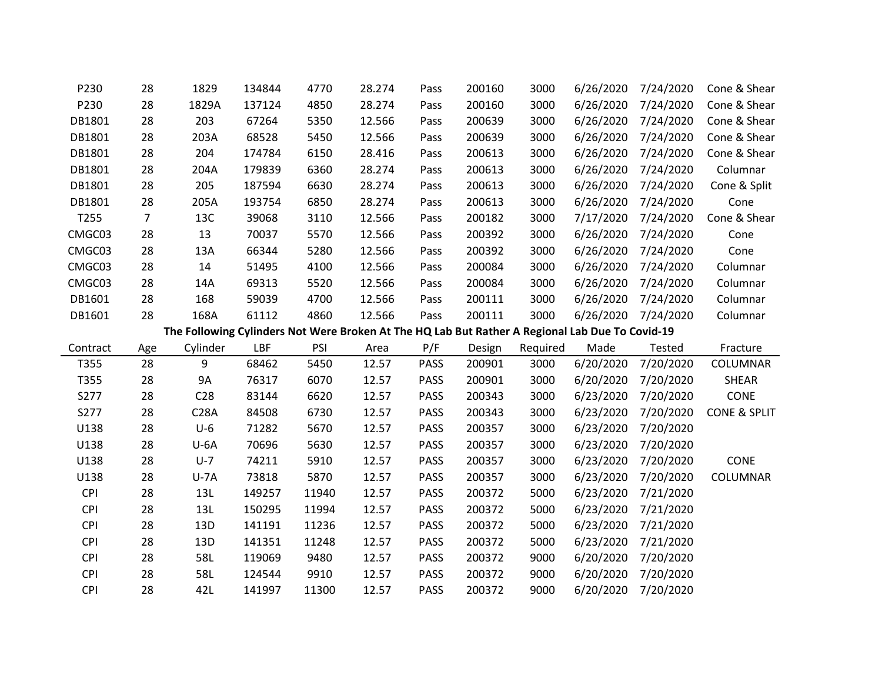| | | | | | | | | | | | |
|---|---|---|---|---|---|---|---|---|---|---|---|
| P230 | 28 | 1829 | 134844 | 4770 | 28.274 | Pass | 200160 | 3000 | 6/26/2020 | 7/24/2020 | Cone & Shear |
| P230 | 28 | 1829A | 137124 | 4850 | 28.274 | Pass | 200160 | 3000 | 6/26/2020 | 7/24/2020 | Cone & Shear |
| DB1801 | 28 | 203 | 67264 | 5350 | 12.566 | Pass | 200639 | 3000 | 6/26/2020 | 7/24/2020 | Cone & Shear |
| DB1801 | 28 | 203A | 68528 | 5450 | 12.566 | Pass | 200639 | 3000 | 6/26/2020 | 7/24/2020 | Cone & Shear |
| DB1801 | 28 | 204 | 174784 | 6150 | 28.416 | Pass | 200613 | 3000 | 6/26/2020 | 7/24/2020 | Cone & Shear |
| DB1801 | 28 | 204A | 179839 | 6360 | 28.274 | Pass | 200613 | 3000 | 6/26/2020 | 7/24/2020 | Columnar |
| DB1801 | 28 | 205 | 187594 | 6630 | 28.274 | Pass | 200613 | 3000 | 6/26/2020 | 7/24/2020 | Cone & Split |
| DB1801 | 28 | 205A | 193754 | 6850 | 28.274 | Pass | 200613 | 3000 | 6/26/2020 | 7/24/2020 | Cone |
| T255 | 7 | 13C | 39068 | 3110 | 12.566 | Pass | 200182 | 3000 | 7/17/2020 | 7/24/2020 | Cone & Shear |
| CMGC03 | 28 | 13 | 70037 | 5570 | 12.566 | Pass | 200392 | 3000 | 6/26/2020 | 7/24/2020 | Cone |
| CMGC03 | 28 | 13A | 66344 | 5280 | 12.566 | Pass | 200392 | 3000 | 6/26/2020 | 7/24/2020 | Cone |
| CMGC03 | 28 | 14 | 51495 | 4100 | 12.566 | Pass | 200084 | 3000 | 6/26/2020 | 7/24/2020 | Columnar |
| CMGC03 | 28 | 14A | 69313 | 5520 | 12.566 | Pass | 200084 | 3000 | 6/26/2020 | 7/24/2020 | Columnar |
| DB1601 | 28 | 168 | 59039 | 4700 | 12.566 | Pass | 200111 | 3000 | 6/26/2020 | 7/24/2020 | Columnar |
| DB1601 | 28 | 168A | 61112 | 4860 | 12.566 | Pass | 200111 | 3000 | 6/26/2020 | 7/24/2020 | Columnar |

**The Following Cylinders Not Were Broken At The HQ Lab But Rather A Regional Lab Due To Covid-19**

| Contract | Age | Cylinder | LBF | PSI | Area | P/F | Design | Required | Made | Tested | Fracture |
|---|---|---|---|---|---|---|---|---|---|---|---|
| T355 | 28 | 9 | 68462 | 5450 | 12.57 | PASS | 200901 | 3000 | 6/20/2020 | 7/20/2020 | COLUMNAR |
| T355 | 28 | 9A | 76317 | 6070 | 12.57 | PASS | 200901 | 3000 | 6/20/2020 | 7/20/2020 | SHEAR |
| S277 | 28 | C28 | 83144 | 6620 | 12.57 | PASS | 200343 | 3000 | 6/23/2020 | 7/20/2020 | CONE |
| S277 | 28 | C28A | 84508 | 6730 | 12.57 | PASS | 200343 | 3000 | 6/23/2020 | 7/20/2020 | CONE & SPLIT |
| U138 | 28 | U-6 | 71282 | 5670 | 12.57 | PASS | 200357 | 3000 | 6/23/2020 | 7/20/2020 | |
| U138 | 28 | U-6A | 70696 | 5630 | 12.57 | PASS | 200357 | 3000 | 6/23/2020 | 7/20/2020 | |
| U138 | 28 | U-7 | 74211 | 5910 | 12.57 | PASS | 200357 | 3000 | 6/23/2020 | 7/20/2020 | CONE |
| U138 | 28 | U-7A | 73818 | 5870 | 12.57 | PASS | 200357 | 3000 | 6/23/2020 | 7/20/2020 | COLUMNAR |
| CPI | 28 | 13L | 149257 | 11940 | 12.57 | PASS | 200372 | 5000 | 6/23/2020 | 7/21/2020 | |
| CPI | 28 | 13L | 150295 | 11994 | 12.57 | PASS | 200372 | 5000 | 6/23/2020 | 7/21/2020 | |
| CPI | 28 | 13D | 141191 | 11236 | 12.57 | PASS | 200372 | 5000 | 6/23/2020 | 7/21/2020 | |
| CPI | 28 | 13D | 141351 | 11248 | 12.57 | PASS | 200372 | 5000 | 6/23/2020 | 7/21/2020 | |
| CPI | 28 | 58L | 119069 | 9480 | 12.57 | PASS | 200372 | 9000 | 6/20/2020 | 7/20/2020 | |
| CPI | 28 | 58L | 124544 | 9910 | 12.57 | PASS | 200372 | 9000 | 6/20/2020 | 7/20/2020 | |
| CPI | 28 | 42L | 141997 | 11300 | 12.57 | PASS | 200372 | 9000 | 6/20/2020 | 7/20/2020 | |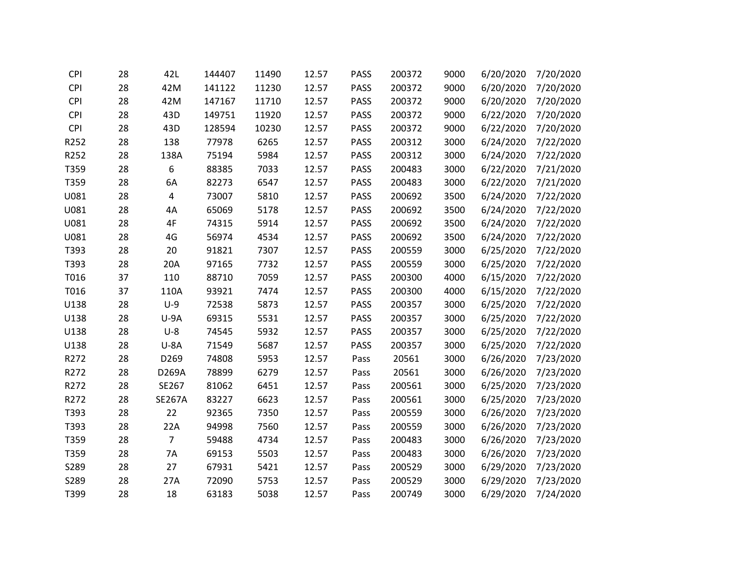| | | | | | | | | | | |
|---|---|---|---|---|---|---|---|---|---|---|
| CPI | 28 | 42L | 144407 | 11490 | 12.57 | PASS | 200372 | 9000 | 6/20/2020 | 7/20/2020 |
| CPI | 28 | 42M | 141122 | 11230 | 12.57 | PASS | 200372 | 9000 | 6/20/2020 | 7/20/2020 |
| CPI | 28 | 42M | 147167 | 11710 | 12.57 | PASS | 200372 | 9000 | 6/20/2020 | 7/20/2020 |
| CPI | 28 | 43D | 149751 | 11920 | 12.57 | PASS | 200372 | 9000 | 6/22/2020 | 7/20/2020 |
| CPI | 28 | 43D | 128594 | 10230 | 12.57 | PASS | 200372 | 9000 | 6/22/2020 | 7/20/2020 |
| R252 | 28 | 138 | 77978 | 6265 | 12.57 | PASS | 200312 | 3000 | 6/24/2020 | 7/22/2020 |
| R252 | 28 | 138A | 75194 | 5984 | 12.57 | PASS | 200312 | 3000 | 6/24/2020 | 7/22/2020 |
| T359 | 28 | 6 | 88385 | 7033 | 12.57 | PASS | 200483 | 3000 | 6/22/2020 | 7/21/2020 |
| T359 | 28 | 6A | 82273 | 6547 | 12.57 | PASS | 200483 | 3000 | 6/22/2020 | 7/21/2020 |
| U081 | 28 | 4 | 73007 | 5810 | 12.57 | PASS | 200692 | 3500 | 6/24/2020 | 7/22/2020 |
| U081 | 28 | 4A | 65069 | 5178 | 12.57 | PASS | 200692 | 3500 | 6/24/2020 | 7/22/2020 |
| U081 | 28 | 4F | 74315 | 5914 | 12.57 | PASS | 200692 | 3500 | 6/24/2020 | 7/22/2020 |
| U081 | 28 | 4G | 56974 | 4534 | 12.57 | PASS | 200692 | 3500 | 6/24/2020 | 7/22/2020 |
| T393 | 28 | 20 | 91821 | 7307 | 12.57 | PASS | 200559 | 3000 | 6/25/2020 | 7/22/2020 |
| T393 | 28 | 20A | 97165 | 7732 | 12.57 | PASS | 200559 | 3000 | 6/25/2020 | 7/22/2020 |
| T016 | 37 | 110 | 88710 | 7059 | 12.57 | PASS | 200300 | 4000 | 6/15/2020 | 7/22/2020 |
| T016 | 37 | 110A | 93921 | 7474 | 12.57 | PASS | 200300 | 4000 | 6/15/2020 | 7/22/2020 |
| U138 | 28 | U-9 | 72538 | 5873 | 12.57 | PASS | 200357 | 3000 | 6/25/2020 | 7/22/2020 |
| U138 | 28 | U-9A | 69315 | 5531 | 12.57 | PASS | 200357 | 3000 | 6/25/2020 | 7/22/2020 |
| U138 | 28 | U-8 | 74545 | 5932 | 12.57 | PASS | 200357 | 3000 | 6/25/2020 | 7/22/2020 |
| U138 | 28 | U-8A | 71549 | 5687 | 12.57 | PASS | 200357 | 3000 | 6/25/2020 | 7/22/2020 |
| R272 | 28 | D269 | 74808 | 5953 | 12.57 | Pass | 20561 | 3000 | 6/26/2020 | 7/23/2020 |
| R272 | 28 | D269A | 78899 | 6279 | 12.57 | Pass | 20561 | 3000 | 6/26/2020 | 7/23/2020 |
| R272 | 28 | SE267 | 81062 | 6451 | 12.57 | Pass | 200561 | 3000 | 6/25/2020 | 7/23/2020 |
| R272 | 28 | SE267A | 83227 | 6623 | 12.57 | Pass | 200561 | 3000 | 6/25/2020 | 7/23/2020 |
| T393 | 28 | 22 | 92365 | 7350 | 12.57 | Pass | 200559 | 3000 | 6/26/2020 | 7/23/2020 |
| T393 | 28 | 22A | 94998 | 7560 | 12.57 | Pass | 200559 | 3000 | 6/26/2020 | 7/23/2020 |
| T359 | 28 | 7 | 59488 | 4734 | 12.57 | Pass | 200483 | 3000 | 6/26/2020 | 7/23/2020 |
| T359 | 28 | 7A | 69153 | 5503 | 12.57 | Pass | 200483 | 3000 | 6/26/2020 | 7/23/2020 |
| S289 | 28 | 27 | 67931 | 5421 | 12.57 | Pass | 200529 | 3000 | 6/29/2020 | 7/23/2020 |
| S289 | 28 | 27A | 72090 | 5753 | 12.57 | Pass | 200529 | 3000 | 6/29/2020 | 7/23/2020 |
| T399 | 28 | 18 | 63183 | 5038 | 12.57 | Pass | 200749 | 3000 | 6/29/2020 | 7/24/2020 |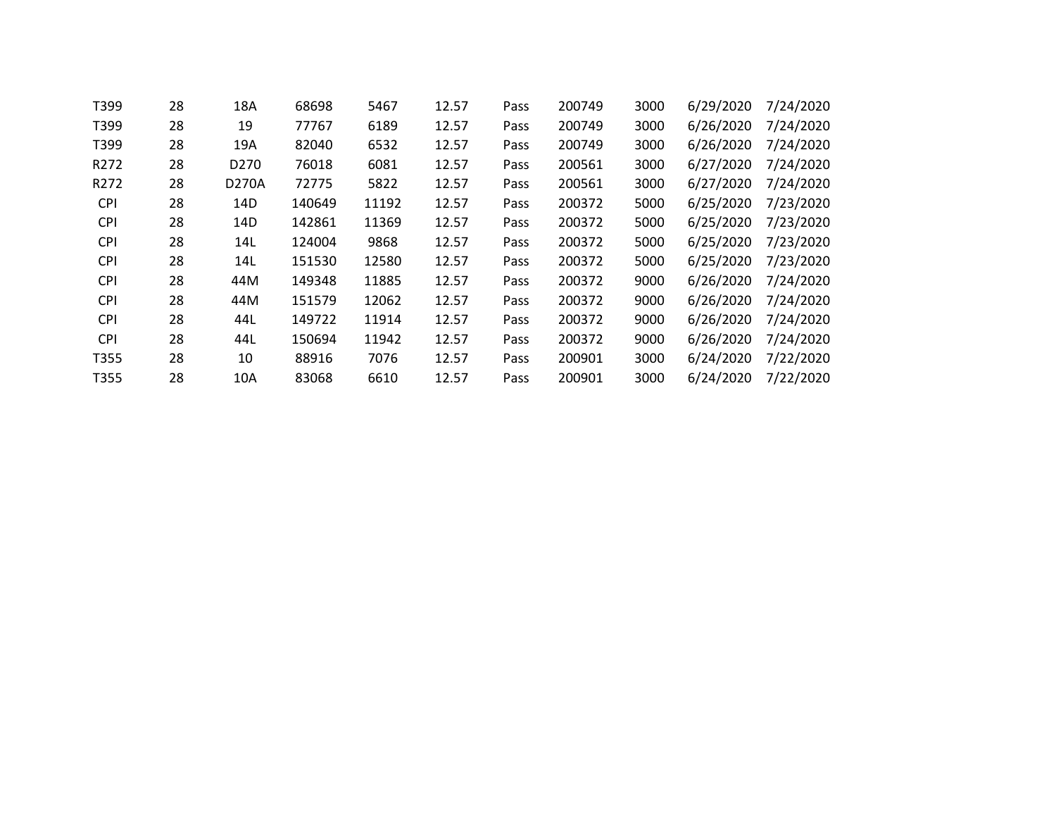| | | | | | | | | | | |
|---|---|---|---|---|---|---|---|---|---|---|
| T399 | 28 | 18A | 68698 | 5467 | 12.57 | Pass | 200749 | 3000 | 6/29/2020 | 7/24/2020 |
| T399 | 28 | 19 | 77767 | 6189 | 12.57 | Pass | 200749 | 3000 | 6/26/2020 | 7/24/2020 |
| T399 | 28 | 19A | 82040 | 6532 | 12.57 | Pass | 200749 | 3000 | 6/26/2020 | 7/24/2020 |
| R272 | 28 | D270 | 76018 | 6081 | 12.57 | Pass | 200561 | 3000 | 6/27/2020 | 7/24/2020 |
| R272 | 28 | D270A | 72775 | 5822 | 12.57 | Pass | 200561 | 3000 | 6/27/2020 | 7/24/2020 |
| CPI | 28 | 14D | 140649 | 11192 | 12.57 | Pass | 200372 | 5000 | 6/25/2020 | 7/23/2020 |
| CPI | 28 | 14D | 142861 | 11369 | 12.57 | Pass | 200372 | 5000 | 6/25/2020 | 7/23/2020 |
| CPI | 28 | 14L | 124004 | 9868 | 12.57 | Pass | 200372 | 5000 | 6/25/2020 | 7/23/2020 |
| CPI | 28 | 14L | 151530 | 12580 | 12.57 | Pass | 200372 | 5000 | 6/25/2020 | 7/23/2020 |
| CPI | 28 | 44M | 149348 | 11885 | 12.57 | Pass | 200372 | 9000 | 6/26/2020 | 7/24/2020 |
| CPI | 28 | 44M | 151579 | 12062 | 12.57 | Pass | 200372 | 9000 | 6/26/2020 | 7/24/2020 |
| CPI | 28 | 44L | 149722 | 11914 | 12.57 | Pass | 200372 | 9000 | 6/26/2020 | 7/24/2020 |
| CPI | 28 | 44L | 150694 | 11942 | 12.57 | Pass | 200372 | 9000 | 6/26/2020 | 7/24/2020 |
| T355 | 28 | 10 | 88916 | 7076 | 12.57 | Pass | 200901 | 3000 | 6/24/2020 | 7/22/2020 |
| T355 | 28 | 10A | 83068 | 6610 | 12.57 | Pass | 200901 | 3000 | 6/24/2020 | 7/22/2020 |